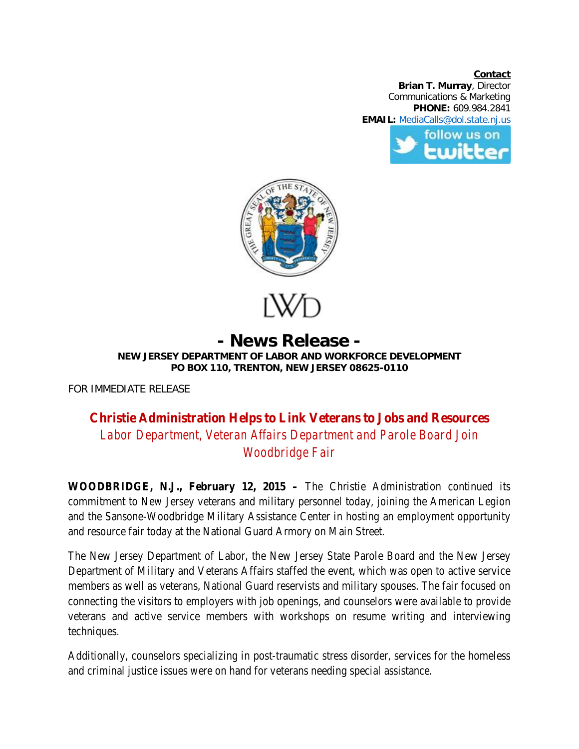**Contact**
**Brian T. Murray**, Director
Communications & Marketing
**PHONE:** 609.984.2841
**EMAIL:** MediaCalls@dol.state.nj.us

LWD

# - News Release -

**NEW JERSEY DEPARTMENT OF LABOR AND WORKFORCE DEVELOPMENT**
**PO BOX 110, TRENTON, NEW JERSEY 08625-0110**

FOR IMMEDIATE RELEASE

## Christie Administration Helps to Link Veterans to Jobs and Resources

*Labor Department, Veteran Affairs Department and Parole Board Join Woodbridge Fair*

**WOODBRIDGE, N.J., February 12, 2015 –** The Christie Administration continued its commitment to New Jersey veterans and military personnel today, joining the American Legion and the Sansone-Woodbridge Military Assistance Center in hosting an employment opportunity and resource fair today at the National Guard Armory on Main Street.

The New Jersey Department of Labor, the New Jersey State Parole Board and the New Jersey Department of Military and Veterans Affairs staffed the event, which was open to active service members as well as veterans, National Guard reservists and military spouses. The fair focused on connecting the visitors to employers with job openings, and counselors were available to provide veterans and active service members with workshops on resume writing and interviewing techniques.

Additionally, counselors specializing in post-traumatic stress disorder, services for the homeless and criminal justice issues were on hand for veterans needing special assistance.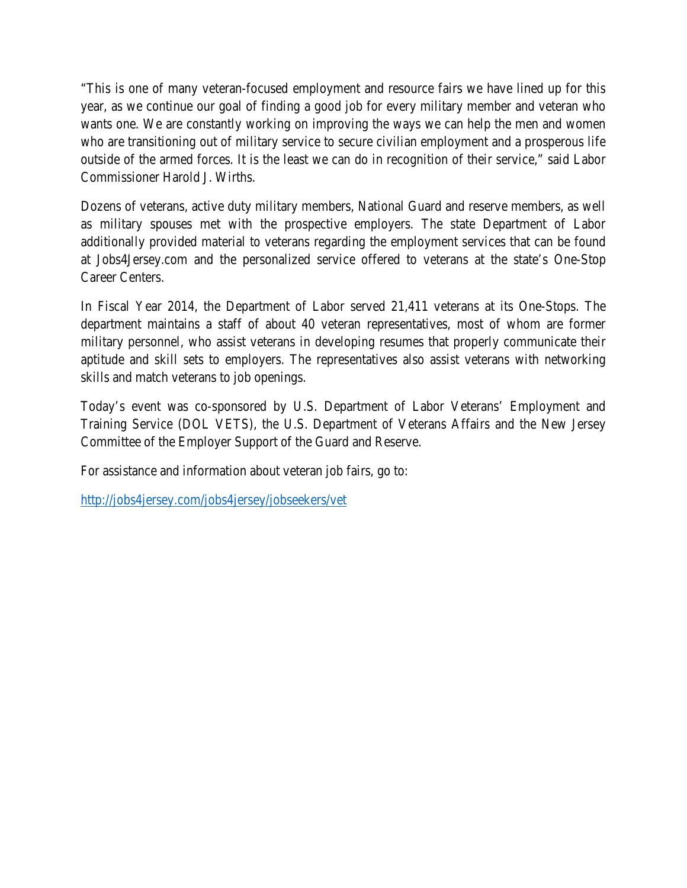"This is one of many veteran-focused employment and resource fairs we have lined up for this year, as we continue our goal of finding a good job for every military member and veteran who wants one. We are constantly working on improving the ways we can help the men and women who are transitioning out of military service to secure civilian employment and a prosperous life outside of the armed forces. It is the least we can do in recognition of their service," said Labor Commissioner Harold J. Wirths.

Dozens of veterans, active duty military members, National Guard and reserve members, as well as military spouses met with the prospective employers. The state Department of Labor additionally provided material to veterans regarding the employment services that can be found at Jobs4Jersey.com and the personalized service offered to veterans at the state's One-Stop Career Centers.

In Fiscal Year 2014, the Department of Labor served 21,411 veterans at its One-Stops. The department maintains a staff of about 40 veteran representatives, most of whom are former military personnel, who assist veterans in developing resumes that properly communicate their aptitude and skill sets to employers. The representatives also assist veterans with networking skills and match veterans to job openings.

Today's event was co-sponsored by U.S. Department of Labor Veterans' Employment and Training Service (DOL VETS), the U.S. Department of Veterans Affairs and the New Jersey Committee of the Employer Support of the Guard and Reserve.

For assistance and information about veteran job fairs, go to:

[http://jobs4jersey.com/jobs4jersey/jobseekers/vet](http://jobs4jersey.com/jobs4jersey/jobseekers/vet)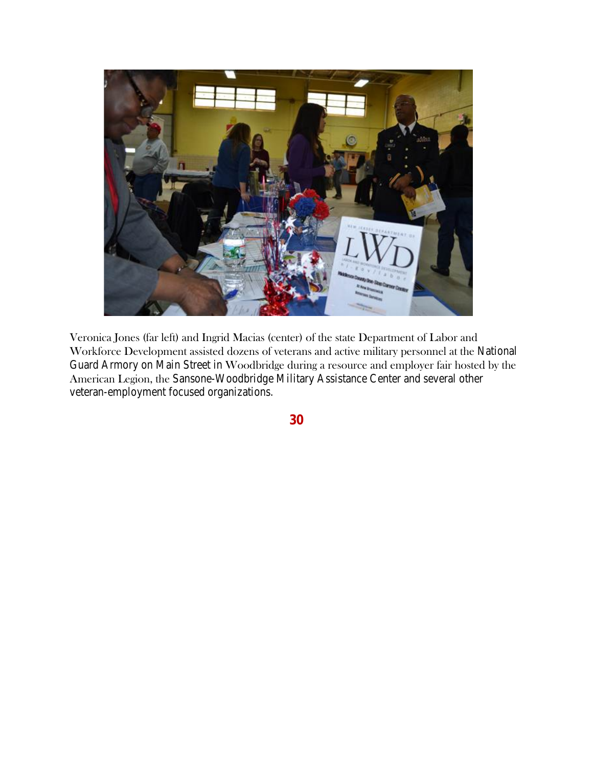Veronica Jones (far left) and Ingrid Macias (center) of the state Department of Labor and Workforce Development assisted dozens of veterans and active military personnel at the National Guard Armory on Main Street in Woodbridge during a resource and employer fair hosted by the American Legion, the Sansone-Woodbridge Military Assistance Center and several other veteran-employment focused organizations.

**30**